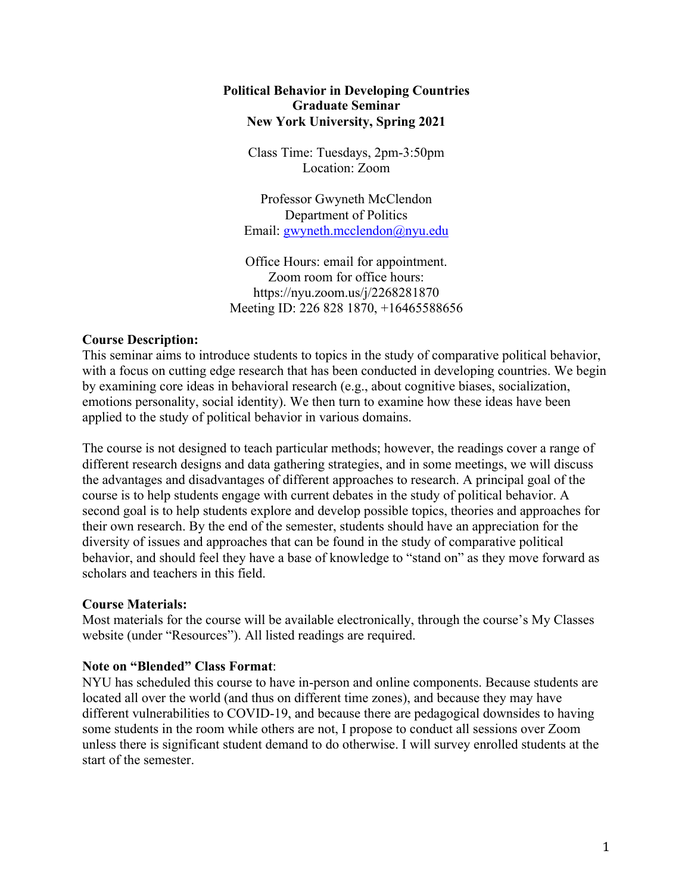# Political Behavior in Developing Countries
## Graduate Seminar
## New York University, Spring 2021

Class Time: Tuesdays, 2pm-3:50pm
Location: Zoom

Professor Gwyneth McClendon
Department of Politics
Email: gwyneth.mcclendon@nyu.edu

Office Hours: email for appointment.
Zoom room for office hours:
https://nyu.zoom.us/j/2268281870
Meeting ID: 226 828 1870, +16465588656

**Course Description:**
This seminar aims to introduce students to topics in the study of comparative political behavior, with a focus on cutting edge research that has been conducted in developing countries. We begin by examining core ideas in behavioral research (e.g., about cognitive biases, socialization, emotions personality, social identity). We then turn to examine how these ideas have been applied to the study of political behavior in various domains.

The course is not designed to teach particular methods; however, the readings cover a range of different research designs and data gathering strategies, and in some meetings, we will discuss the advantages and disadvantages of different approaches to research. A principal goal of the course is to help students engage with current debates in the study of political behavior. A second goal is to help students explore and develop possible topics, theories and approaches for their own research. By the end of the semester, students should have an appreciation for the diversity of issues and approaches that can be found in the study of comparative political behavior, and should feel they have a base of knowledge to "stand on" as they move forward as scholars and teachers in this field.

**Course Materials:**
Most materials for the course will be available electronically, through the course's My Classes website (under "Resources"). All listed readings are required.

**Note on "Blended" Class Format**:
NYU has scheduled this course to have in-person and online components. Because students are located all over the world (and thus on different time zones), and because they may have different vulnerabilities to COVID-19, and because there are pedagogical downsides to having some students in the room while others are not, I propose to conduct all sessions over Zoom unless there is significant student demand to do otherwise. I will survey enrolled students at the start of the semester.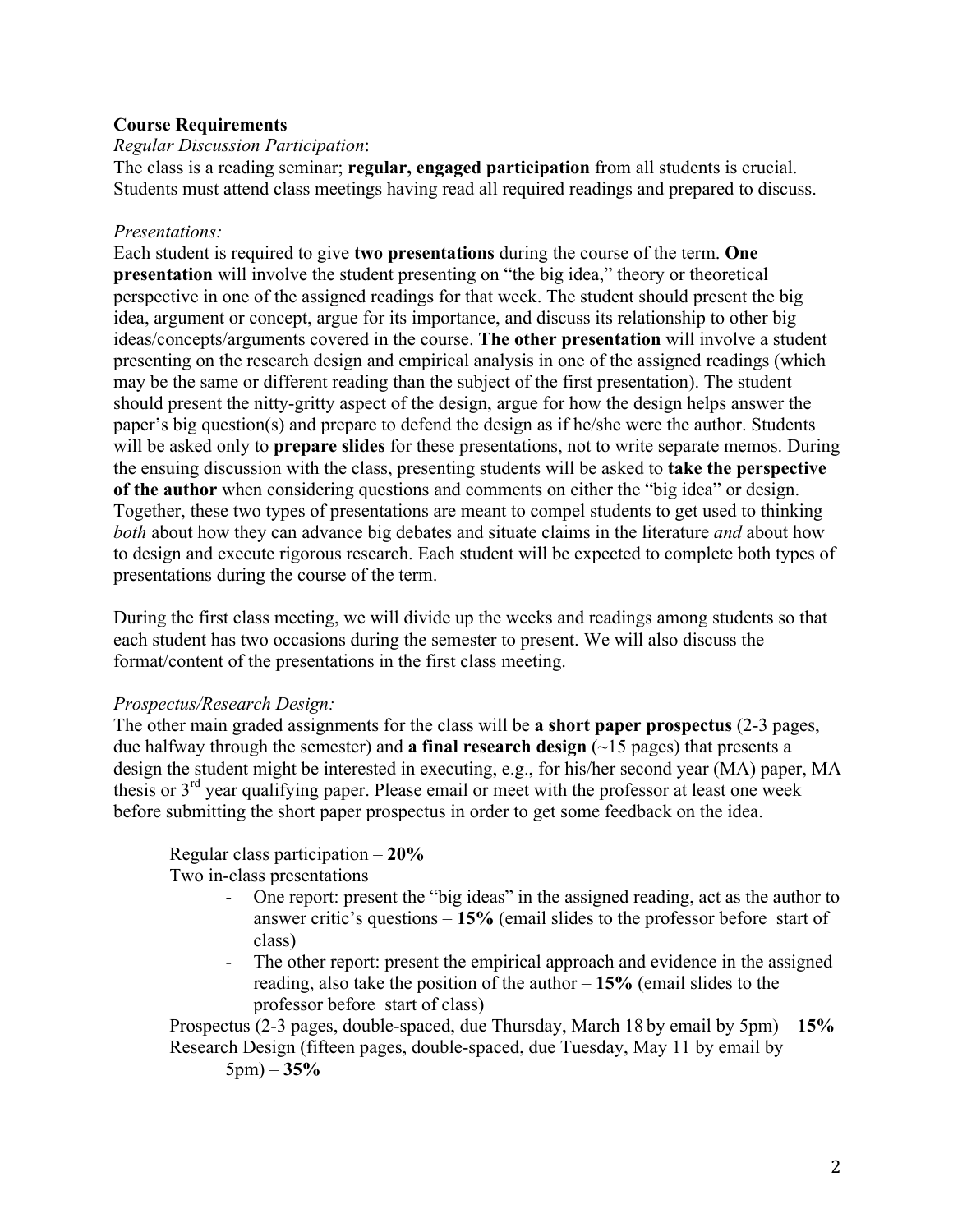**Course Requirements**

*Regular Discussion Participation*:

The class is a reading seminar; **regular, engaged participation** from all students is crucial. Students must attend class meetings having read all required readings and prepared to discuss.

*Presentations:*

Each student is required to give **two presentations** during the course of the term. **One presentation** will involve the student presenting on "the big idea," theory or theoretical perspective in one of the assigned readings for that week. The student should present the big idea, argument or concept, argue for its importance, and discuss its relationship to other big ideas/concepts/arguments covered in the course. **The other presentation** will involve a student presenting on the research design and empirical analysis in one of the assigned readings (which may be the same or different reading than the subject of the first presentation). The student should present the nitty-gritty aspect of the design, argue for how the design helps answer the paper's big question(s) and prepare to defend the design as if he/she were the author. Students will be asked only to **prepare slides** for these presentations, not to write separate memos. During the ensuing discussion with the class, presenting students will be asked to **take the perspective of the author** when considering questions and comments on either the "big idea" or design. Together, these two types of presentations are meant to compel students to get used to thinking *both* about how they can advance big debates and situate claims in the literature *and* about how to design and execute rigorous research. Each student will be expected to complete both types of presentations during the course of the term.

During the first class meeting, we will divide up the weeks and readings among students so that each student has two occasions during the semester to present. We will also discuss the format/content of the presentations in the first class meeting.

*Prospectus/Research Design:*

The other main graded assignments for the class will be **a short paper prospectus** (2-3 pages, due halfway through the semester) and **a final research design** (~15 pages) that presents a design the student might be interested in executing, e.g., for his/her second year (MA) paper, MA thesis or 3rd year qualifying paper. Please email or meet with the professor at least one week before submitting the short paper prospectus in order to get some feedback on the idea.

Regular class participation – **20%**

Two in-class presentations

- One report: present the "big ideas" in the assigned reading, act as the author to answer critic's questions – **15%** (email slides to the professor before start of class)
- The other report: present the empirical approach and evidence in the assigned reading, also take the position of the author – **15%** (email slides to the professor before start of class)

Prospectus (2-3 pages, double-spaced, due Thursday, March 18 by email by 5pm) – **15%**

Research Design (fifteen pages, double-spaced, due Tuesday, May 11 by email by 5pm) – **35%**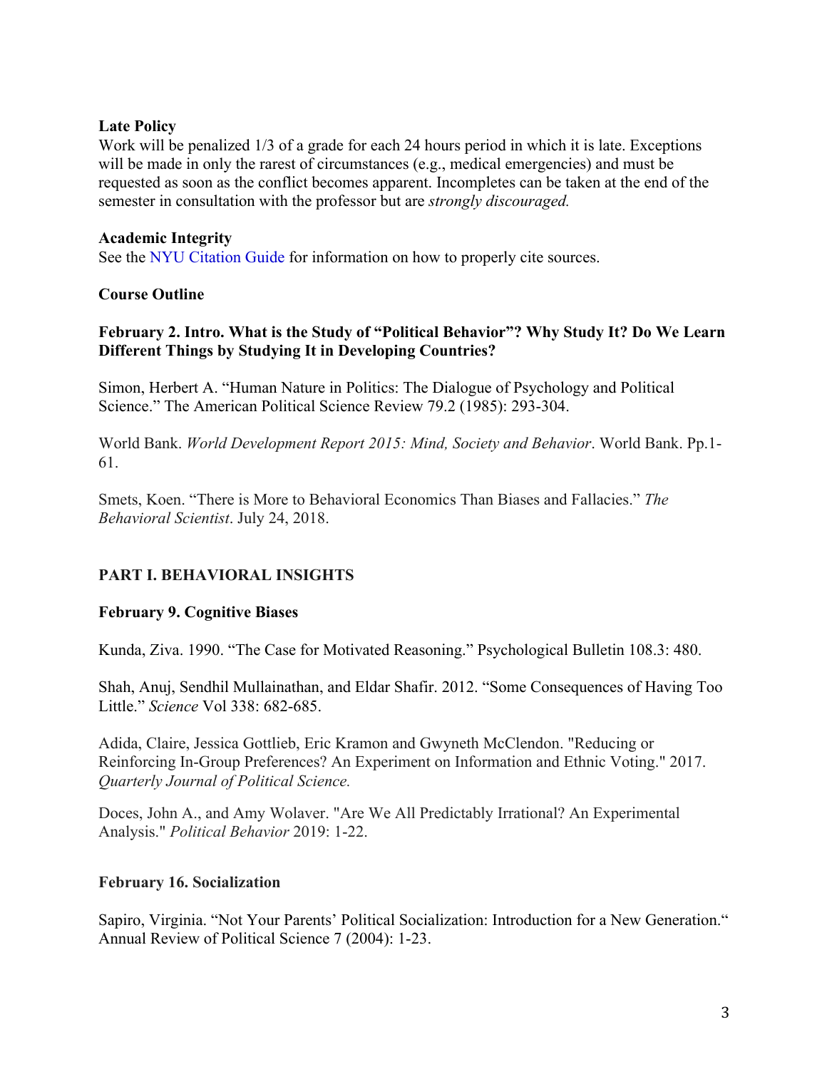**Late Policy**
Work will be penalized 1/3 of a grade for each 24 hours period in which it is late. Exceptions will be made in only the rarest of circumstances (e.g., medical emergencies) and must be requested as soon as the conflict becomes apparent. Incompletes can be taken at the end of the semester in consultation with the professor but are *strongly discouraged.*

**Academic Integrity**
See the NYU Citation Guide for information on how to properly cite sources.

**Course Outline**

**February 2. Intro. What is the Study of "Political Behavior"? Why Study It? Do We Learn Different Things by Studying It in Developing Countries?**

Simon, Herbert A. "Human Nature in Politics: The Dialogue of Psychology and Political Science." The American Political Science Review 79.2 (1985): 293-304.

World Bank. *World Development Report 2015: Mind, Society and Behavior*. World Bank. Pp.1-61.

Smets, Koen. "There is More to Behavioral Economics Than Biases and Fallacies." *The Behavioral Scientist*. July 24, 2018.

## PART I. BEHAVIORAL INSIGHTS

**February 9. Cognitive Biases**

Kunda, Ziva. 1990. "The Case for Motivated Reasoning." Psychological Bulletin 108.3: 480.

Shah, Anuj, Sendhil Mullainathan, and Eldar Shafir. 2012. "Some Consequences of Having Too Little." *Science* Vol 338: 682-685.

Adida, Claire, Jessica Gottlieb, Eric Kramon and Gwyneth McClendon. "Reducing or Reinforcing In-Group Preferences? An Experiment on Information and Ethnic Voting." 2017. *Quarterly Journal of Political Science.*

Doces, John A., and Amy Wolaver. "Are We All Predictably Irrational? An Experimental Analysis." *Political Behavior* 2019: 1-22.

**February 16. Socialization**

Sapiro, Virginia. "Not Your Parents' Political Socialization: Introduction for a New Generation." Annual Review of Political Science 7 (2004): 1-23.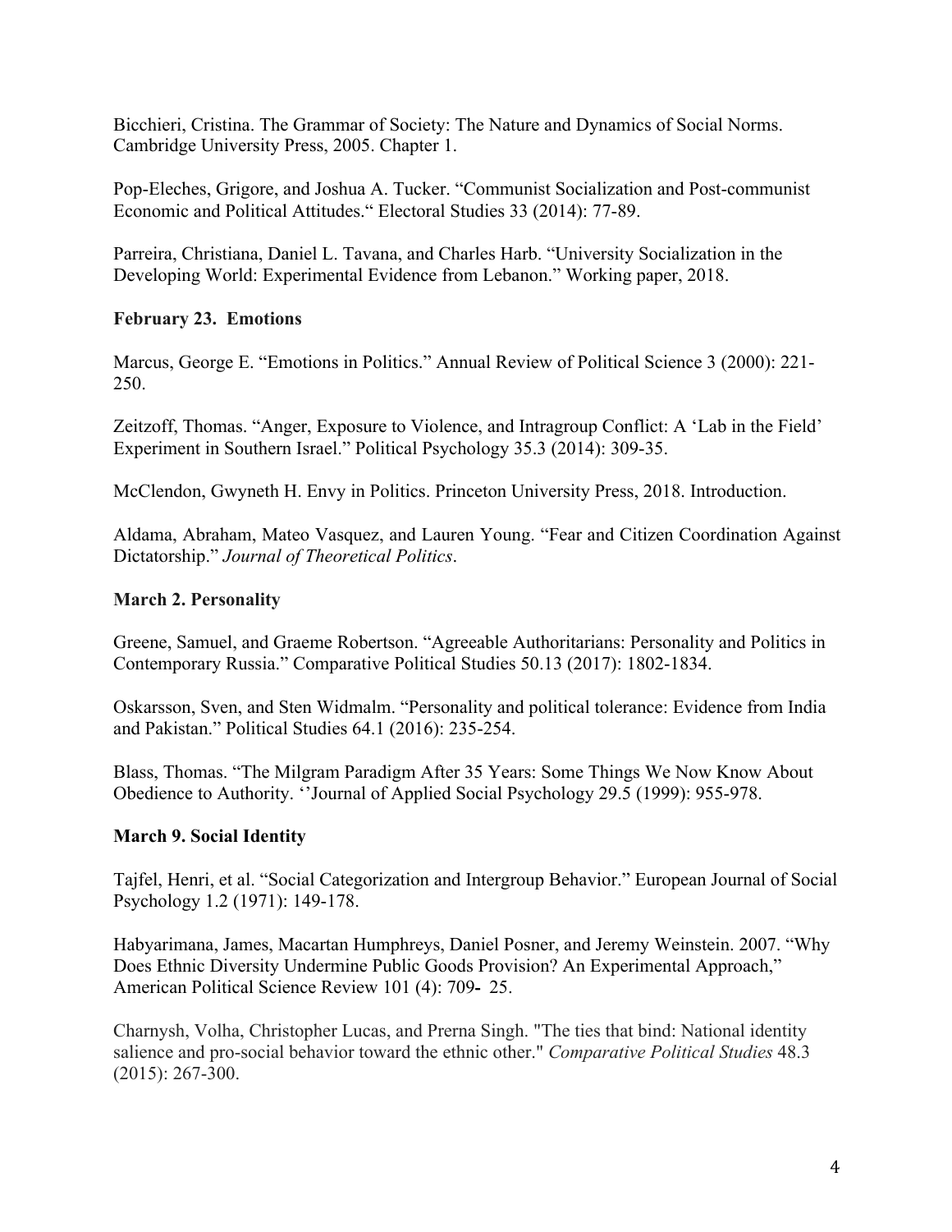Bicchieri, Cristina. The Grammar of Society: The Nature and Dynamics of Social Norms. Cambridge University Press, 2005. Chapter 1.

Pop-Eleches, Grigore, and Joshua A. Tucker. "Communist Socialization and Post-communist Economic and Political Attitudes." Electoral Studies 33 (2014): 77-89.

Parreira, Christiana, Daniel L. Tavana, and Charles Harb. "University Socialization in the Developing World: Experimental Evidence from Lebanon." Working paper, 2018.

**February 23. Emotions**

Marcus, George E. "Emotions in Politics." Annual Review of Political Science 3 (2000): 221-250.

Zeitzoff, Thomas. "Anger, Exposure to Violence, and Intragroup Conflict: A 'Lab in the Field' Experiment in Southern Israel." Political Psychology 35.3 (2014): 309-35.

McClendon, Gwyneth H. Envy in Politics. Princeton University Press, 2018. Introduction.

Aldama, Abraham, Mateo Vasquez, and Lauren Young. "Fear and Citizen Coordination Against Dictatorship." *Journal of Theoretical Politics*.

**March 2. Personality**

Greene, Samuel, and Graeme Robertson. "Agreeable Authoritarians: Personality and Politics in Contemporary Russia." Comparative Political Studies 50.13 (2017): 1802-1834.

Oskarsson, Sven, and Sten Widmalm. "Personality and political tolerance: Evidence from India and Pakistan." Political Studies 64.1 (2016): 235-254.

Blass, Thomas. "The Milgram Paradigm After 35 Years: Some Things We Now Know About Obedience to Authority. ''Journal of Applied Social Psychology 29.5 (1999): 955-978.

**March 9. Social Identity**

Tajfel, Henri, et al. "Social Categorization and Intergroup Behavior." European Journal of Social Psychology 1.2 (1971): 149-178.

Habyarimana, James, Macartan Humphreys, Daniel Posner, and Jeremy Weinstein. 2007. "Why Does Ethnic Diversity Undermine Public Goods Provision? An Experimental Approach," American Political Science Review 101 (4): 709- 25.

Charnysh, Volha, Christopher Lucas, and Prerna Singh. "The ties that bind: National identity salience and pro-social behavior toward the ethnic other." *Comparative Political Studies* 48.3 (2015): 267-300.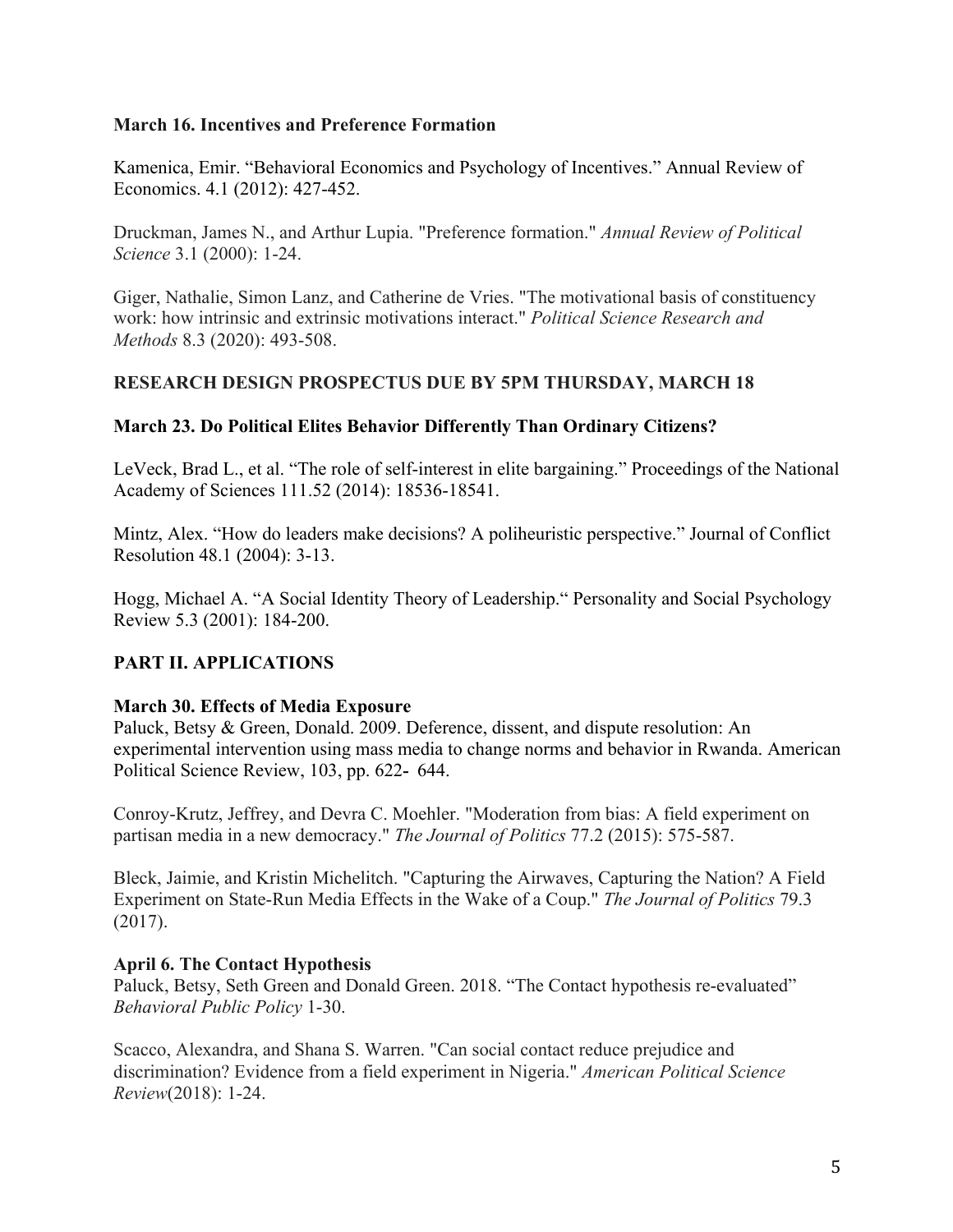**March 16. Incentives and Preference Formation**

Kamenica, Emir. "Behavioral Economics and Psychology of Incentives." Annual Review of Economics. 4.1 (2012): 427-452.

Druckman, James N., and Arthur Lupia. "Preference formation." *Annual Review of Political Science* 3.1 (2000): 1-24.

Giger, Nathalie, Simon Lanz, and Catherine de Vries. "The motivational basis of constituency work: how intrinsic and extrinsic motivations interact." *Political Science Research and Methods* 8.3 (2020): 493-508.

**RESEARCH DESIGN PROSPECTUS DUE BY 5PM THURSDAY, MARCH 18**

**March 23. Do Political Elites Behavior Differently Than Ordinary Citizens?**

LeVeck, Brad L., et al. "The role of self-interest in elite bargaining." Proceedings of the National Academy of Sciences 111.52 (2014): 18536-18541.

Mintz, Alex. "How do leaders make decisions? A poliheuristic perspective." Journal of Conflict Resolution 48.1 (2004): 3-13.

Hogg, Michael A. "A Social Identity Theory of Leadership." Personality and Social Psychology Review 5.3 (2001): 184-200.

**PART II. APPLICATIONS**

**March 30. Effects of Media Exposure**

Paluck, Betsy & Green, Donald. 2009. Deference, dissent, and dispute resolution: An experimental intervention using mass media to change norms and behavior in Rwanda. American Political Science Review, 103, pp. 622- 644.

Conroy-Krutz, Jeffrey, and Devra C. Moehler. "Moderation from bias: A field experiment on partisan media in a new democracy." *The Journal of Politics* 77.2 (2015): 575-587.

Bleck, Jaimie, and Kristin Michelitch. "Capturing the Airwaves, Capturing the Nation? A Field Experiment on State-Run Media Effects in the Wake of a Coup." *The Journal of Politics* 79.3 (2017).

**April 6. The Contact Hypothesis**

Paluck, Betsy, Seth Green and Donald Green. 2018. "The Contact hypothesis re-evaluated" *Behavioral Public Policy* 1-30.

Scacco, Alexandra, and Shana S. Warren. "Can social contact reduce prejudice and discrimination? Evidence from a field experiment in Nigeria." *American Political Science Review*(2018): 1-24.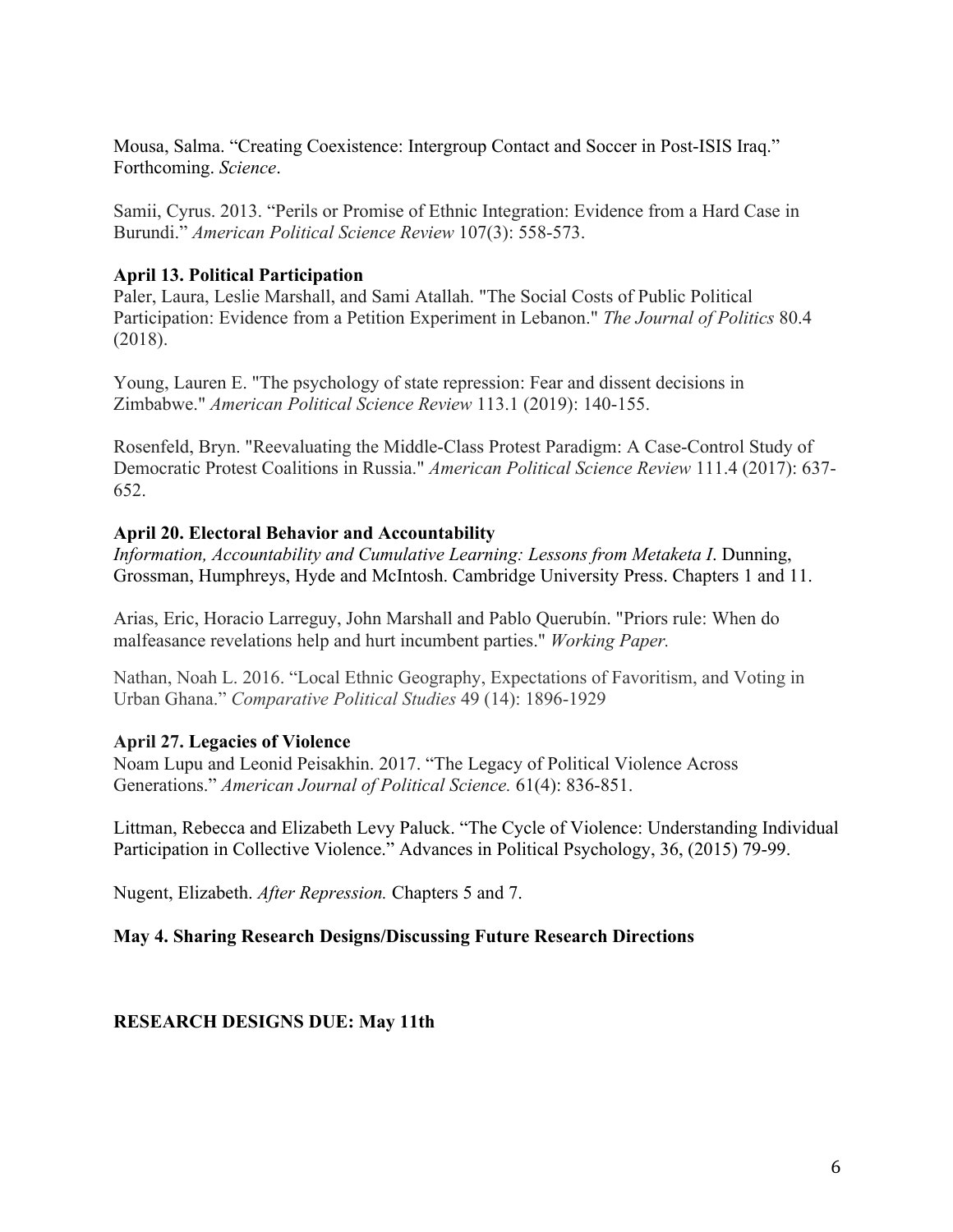Mousa, Salma. "Creating Coexistence: Intergroup Contact and Soccer in Post-ISIS Iraq." Forthcoming. *Science*.

Samii, Cyrus. 2013. "Perils or Promise of Ethnic Integration: Evidence from a Hard Case in Burundi." *American Political Science Review* 107(3): 558-573.

**April 13. Political Participation**

Paler, Laura, Leslie Marshall, and Sami Atallah. "The Social Costs of Public Political Participation: Evidence from a Petition Experiment in Lebanon." *The Journal of Politics* 80.4 (2018).

Young, Lauren E. "The psychology of state repression: Fear and dissent decisions in Zimbabwe." *American Political Science Review* 113.1 (2019): 140-155.

Rosenfeld, Bryn. "Reevaluating the Middle-Class Protest Paradigm: A Case-Control Study of Democratic Protest Coalitions in Russia." *American Political Science Review* 111.4 (2017): 637-652.

**April 20. Electoral Behavior and Accountability**

*Information, Accountability and Cumulative Learning: Lessons from Metaketa I*. Dunning, Grossman, Humphreys, Hyde and McIntosh. Cambridge University Press. Chapters 1 and 11.

Arias, Eric, Horacio Larreguy, John Marshall and Pablo Querubín. "Priors rule: When do malfeasance revelations help and hurt incumbent parties." *Working Paper.*

Nathan, Noah L. 2016. "Local Ethnic Geography, Expectations of Favoritism, and Voting in Urban Ghana." *Comparative Political Studies* 49 (14): 1896-1929

**April 27. Legacies of Violence**

Noam Lupu and Leonid Peisakhin. 2017. "The Legacy of Political Violence Across Generations." *American Journal of Political Science.* 61(4): 836-851.

Littman, Rebecca and Elizabeth Levy Paluck. "The Cycle of Violence: Understanding Individual Participation in Collective Violence." Advances in Political Psychology, 36, (2015) 79-99.

Nugent, Elizabeth. *After Repression.* Chapters 5 and 7.

**May 4. Sharing Research Designs/Discussing Future Research Directions**

**RESEARCH DESIGNS DUE: May 11th**